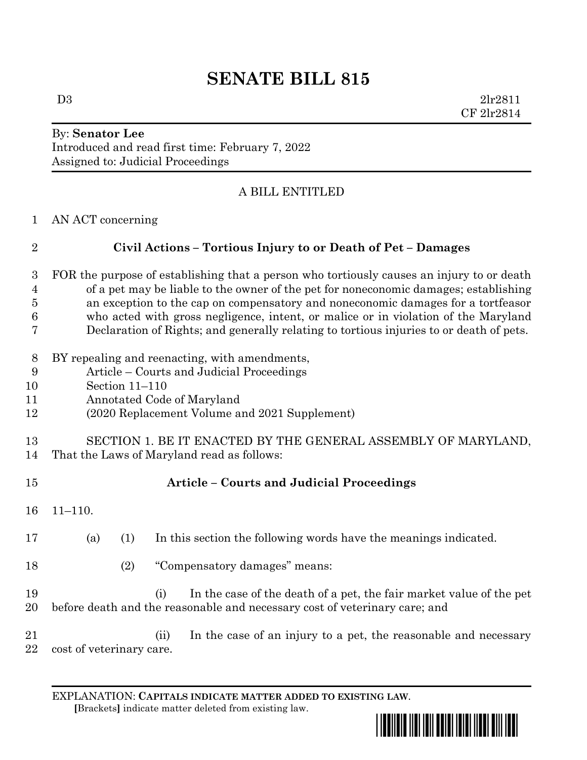# SENATE BILL 815

D3 2lr2811
CF 2lr2814

By: **Senator Lee**
Introduced and read first time: February 7, 2022
Assigned to: Judicial Proceedings

A BILL ENTITLED

AN ACT concerning

**Civil Actions – Tortious Injury to or Death of Pet – Damages**

FOR the purpose of establishing that a person who tortiously causes an injury to or death of a pet may be liable to the owner of the pet for noneconomic damages; establishing an exception to the cap on compensatory and noneconomic damages for a tortfeasor who acted with gross negligence, intent, or malice or in violation of the Maryland Declaration of Rights; and generally relating to tortious injuries to or death of pets.

BY repealing and reenacting, with amendments,
Article – Courts and Judicial Proceedings
Section 11–110
Annotated Code of Maryland
(2020 Replacement Volume and 2021 Supplement)

SECTION 1. BE IT ENACTED BY THE GENERAL ASSEMBLY OF MARYLAND, That the Laws of Maryland read as follows:

**Article – Courts and Judicial Proceedings**

11–110.

(a) (1) In this section the following words have the meanings indicated.

(2) "Compensatory damages" means:

(i) In the case of the death of a pet, the fair market value of the pet before death and the reasonable and necessary cost of veterinary care; and

(ii) In the case of an injury to a pet, the reasonable and necessary cost of veterinary care.

EXPLANATION: **CAPITALS INDICATE MATTER ADDED TO EXISTING LAW**.
**[**Brackets**]** indicate matter deleted from existing law.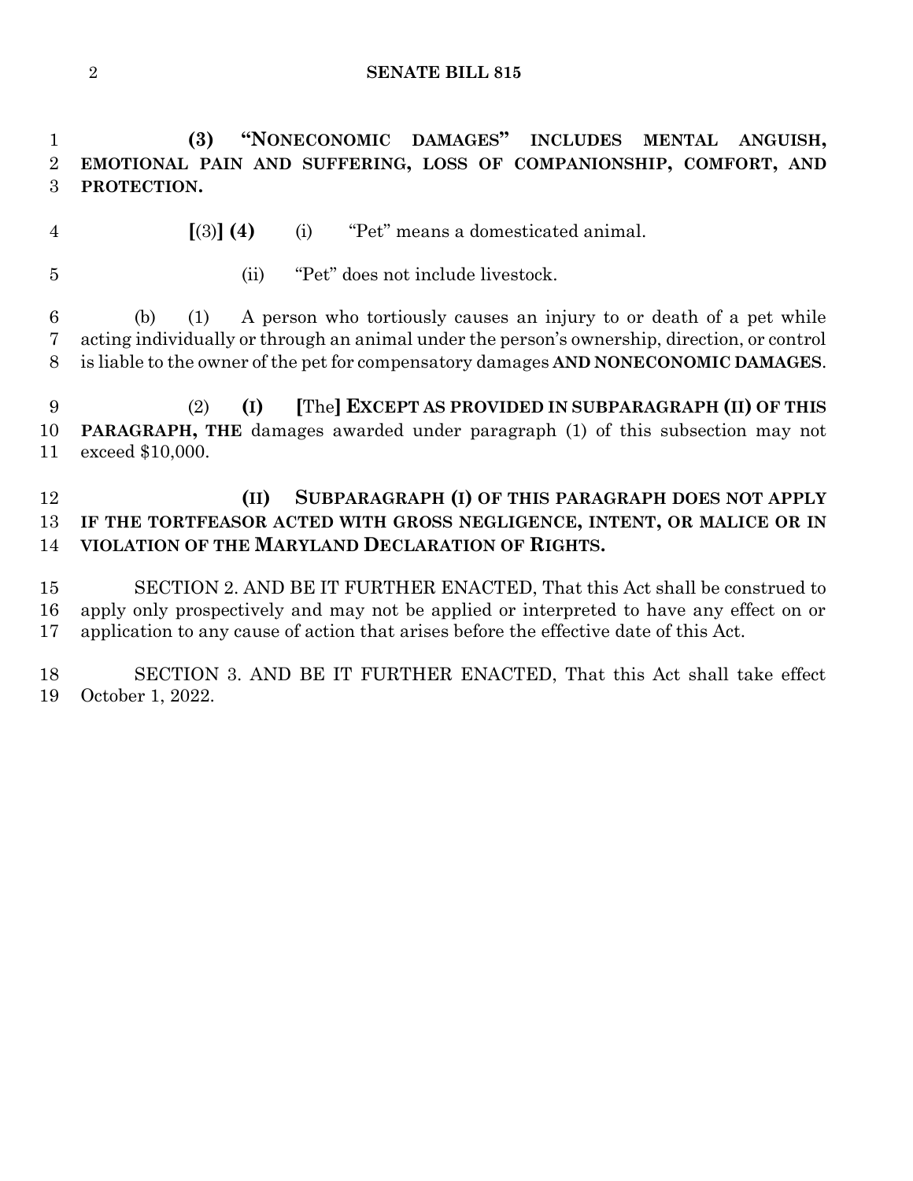**(3) "NONECONOMIC DAMAGES" INCLUDES MENTAL ANGUISH, EMOTIONAL PAIN AND SUFFERING, LOSS OF COMPANIONSHIP, COMFORT, AND PROTECTION.**

[(3)] **(4)** (i) "Pet" means a domesticated animal.

(ii) "Pet" does not include livestock.

(b) (1) A person who tortiously causes an injury to or death of a pet while acting individually or through an animal under the person's ownership, direction, or control is liable to the owner of the pet for compensatory damages **AND NONECONOMIC DAMAGES**.

(2) **(I)** [The] **EXCEPT AS PROVIDED IN SUBPARAGRAPH (II) OF THIS PARAGRAPH, THE** damages awarded under paragraph (1) of this subsection may not exceed $10,000.

**(II) SUBPARAGRAPH (I) OF THIS PARAGRAPH DOES NOT APPLY IF THE TORTFEASOR ACTED WITH GROSS NEGLIGENCE, INTENT, OR MALICE OR IN VIOLATION OF THE MARYLAND DECLARATION OF RIGHTS.**

SECTION 2. AND BE IT FURTHER ENACTED, That this Act shall be construed to apply only prospectively and may not be applied or interpreted to have any effect on or application to any cause of action that arises before the effective date of this Act.

SECTION 3. AND BE IT FURTHER ENACTED, That this Act shall take effect October 1, 2022.